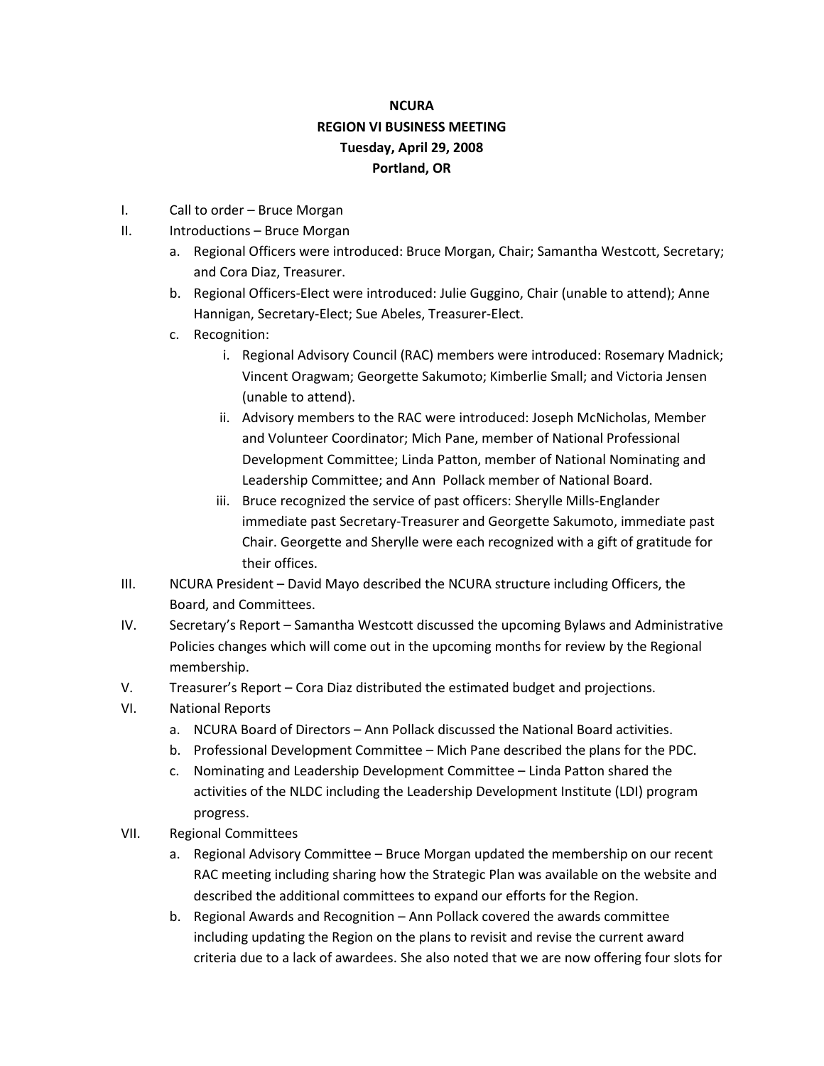**NCURA**

**REGION VI BUSINESS MEETING**

**Tuesday, April 29, 2008**

**Portland, OR**

I. Call to order – Bruce Morgan

II. Introductions – Bruce Morgan
   a. Regional Officers were introduced: Bruce Morgan, Chair; Samantha Westcott, Secretary; and Cora Diaz, Treasurer.
   b. Regional Officers-Elect were introduced: Julie Guggino, Chair (unable to attend); Anne Hannigan, Secretary-Elect; Sue Abeles, Treasurer-Elect.
   c. Recognition:
      i. Regional Advisory Council (RAC) members were introduced: Rosemary Madnick; Vincent Oragwam; Georgette Sakumoto; Kimberlie Small; and Victoria Jensen (unable to attend).
      ii. Advisory members to the RAC were introduced: Joseph McNicholas, Member and Volunteer Coordinator; Mich Pane, member of National Professional Development Committee; Linda Patton, member of National Nominating and Leadership Committee; and Ann Pollack member of National Board.
      iii. Bruce recognized the service of past officers: Sherylle Mills-Englander immediate past Secretary-Treasurer and Georgette Sakumoto, immediate past Chair. Georgette and Sherylle were each recognized with a gift of gratitude for their offices.

III. NCURA President – David Mayo described the NCURA structure including Officers, the Board, and Committees.

IV. Secretary's Report – Samantha Westcott discussed the upcoming Bylaws and Administrative Policies changes which will come out in the upcoming months for review by the Regional membership.

V. Treasurer's Report – Cora Diaz distributed the estimated budget and projections.

VI. National Reports
   a. NCURA Board of Directors – Ann Pollack discussed the National Board activities.
   b. Professional Development Committee – Mich Pane described the plans for the PDC.
   c. Nominating and Leadership Development Committee – Linda Patton shared the activities of the NLDC including the Leadership Development Institute (LDI) program progress.

VII. Regional Committees
   a. Regional Advisory Committee – Bruce Morgan updated the membership on our recent RAC meeting including sharing how the Strategic Plan was available on the website and described the additional committees to expand our efforts for the Region.
   b. Regional Awards and Recognition – Ann Pollack covered the awards committee including updating the Region on the plans to revisit and revise the current award criteria due to a lack of awardees. She also noted that we are now offering four slots for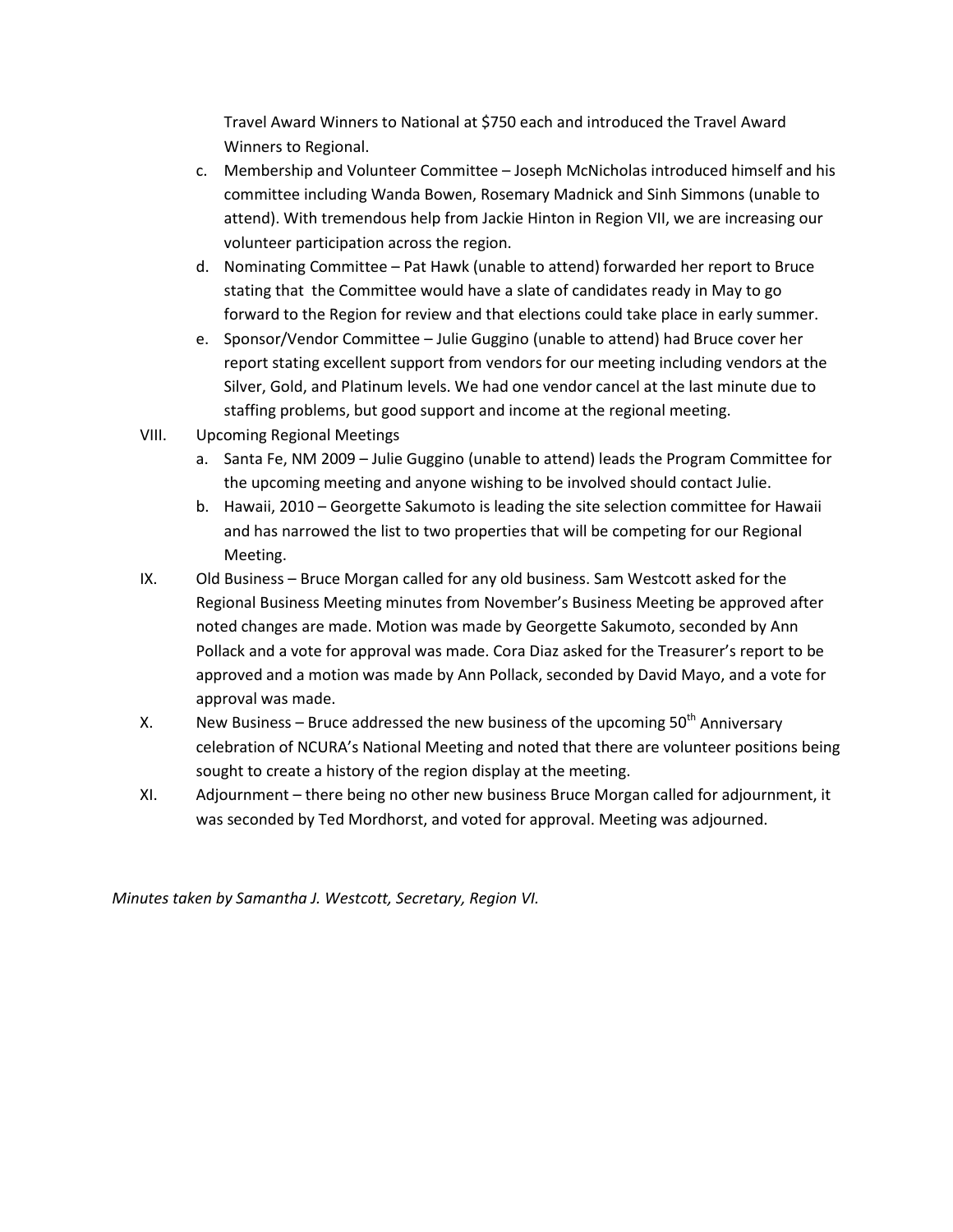Travel Award Winners to National at $750 each and introduced the Travel Award Winners to Regional.

c. Membership and Volunteer Committee – Joseph McNicholas introduced himself and his committee including Wanda Bowen, Rosemary Madnick and Sinh Simmons (unable to attend). With tremendous help from Jackie Hinton in Region VII, we are increasing our volunteer participation across the region.

d. Nominating Committee – Pat Hawk (unable to attend) forwarded her report to Bruce stating that the Committee would have a slate of candidates ready in May to go forward to the Region for review and that elections could take place in early summer.

e. Sponsor/Vendor Committee – Julie Guggino (unable to attend) had Bruce cover her report stating excellent support from vendors for our meeting including vendors at the Silver, Gold, and Platinum levels. We had one vendor cancel at the last minute due to staffing problems, but good support and income at the regional meeting.

VIII. Upcoming Regional Meetings

a. Santa Fe, NM 2009 – Julie Guggino (unable to attend) leads the Program Committee for the upcoming meeting and anyone wishing to be involved should contact Julie.

b. Hawaii, 2010 – Georgette Sakumoto is leading the site selection committee for Hawaii and has narrowed the list to two properties that will be competing for our Regional Meeting.

IX. Old Business – Bruce Morgan called for any old business. Sam Westcott asked for the Regional Business Meeting minutes from November's Business Meeting be approved after noted changes are made. Motion was made by Georgette Sakumoto, seconded by Ann Pollack and a vote for approval was made. Cora Diaz asked for the Treasurer's report to be approved and a motion was made by Ann Pollack, seconded by David Mayo, and a vote for approval was made.

X. New Business – Bruce addressed the new business of the upcoming 50th Anniversary celebration of NCURA's National Meeting and noted that there are volunteer positions being sought to create a history of the region display at the meeting.

XI. Adjournment – there being no other new business Bruce Morgan called for adjournment, it was seconded by Ted Mordhorst, and voted for approval. Meeting was adjourned.

*Minutes taken by Samantha J. Westcott, Secretary, Region VI.*